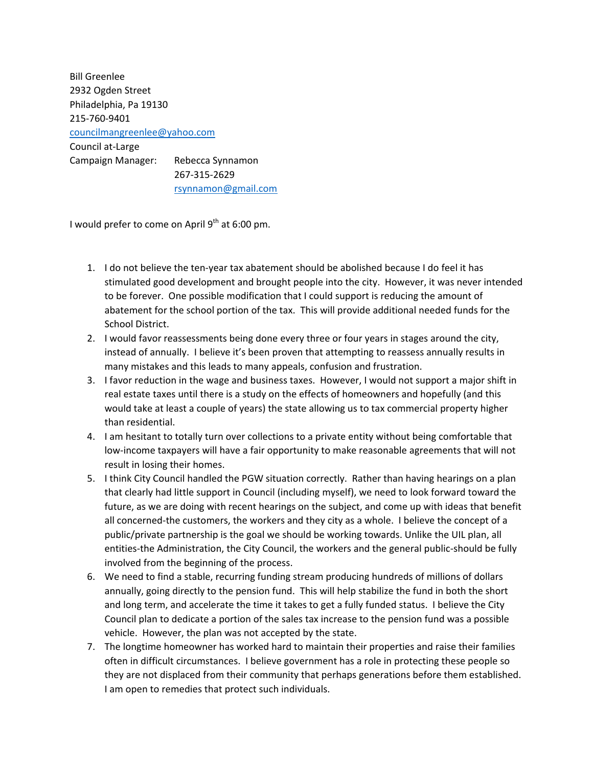Bill Greenlee
2932 Ogden Street
Philadelphia, Pa 19130
215-760-9401
councilmangreenlee@yahoo.com
Council at-Large
Campaign Manager: Rebecca Synnamon
267-315-2629
rsynnamon@gmail.com

I would prefer to come on April 9th at 6:00 pm.

1. I do not believe the ten-year tax abatement should be abolished because I do feel it has stimulated good development and brought people into the city. However, it was never intended to be forever. One possible modification that I could support is reducing the amount of abatement for the school portion of the tax. This will provide additional needed funds for the School District.
2. I would favor reassessments being done every three or four years in stages around the city, instead of annually. I believe it's been proven that attempting to reassess annually results in many mistakes and this leads to many appeals, confusion and frustration.
3. I favor reduction in the wage and business taxes. However, I would not support a major shift in real estate taxes until there is a study on the effects of homeowners and hopefully (and this would take at least a couple of years) the state allowing us to tax commercial property higher than residential.
4. I am hesitant to totally turn over collections to a private entity without being comfortable that low-income taxpayers will have a fair opportunity to make reasonable agreements that will not result in losing their homes.
5. I think City Council handled the PGW situation correctly. Rather than having hearings on a plan that clearly had little support in Council (including myself), we need to look forward toward the future, as we are doing with recent hearings on the subject, and come up with ideas that benefit all concerned-the customers, the workers and they city as a whole. I believe the concept of a public/private partnership is the goal we should be working towards. Unlike the UIL plan, all entities-the Administration, the City Council, the workers and the general public-should be fully involved from the beginning of the process.
6. We need to find a stable, recurring funding stream producing hundreds of millions of dollars annually, going directly to the pension fund. This will help stabilize the fund in both the short and long term, and accelerate the time it takes to get a fully funded status. I believe the City Council plan to dedicate a portion of the sales tax increase to the pension fund was a possible vehicle. However, the plan was not accepted by the state.
7. The longtime homeowner has worked hard to maintain their properties and raise their families often in difficult circumstances. I believe government has a role in protecting these people so they are not displaced from their community that perhaps generations before them established. I am open to remedies that protect such individuals.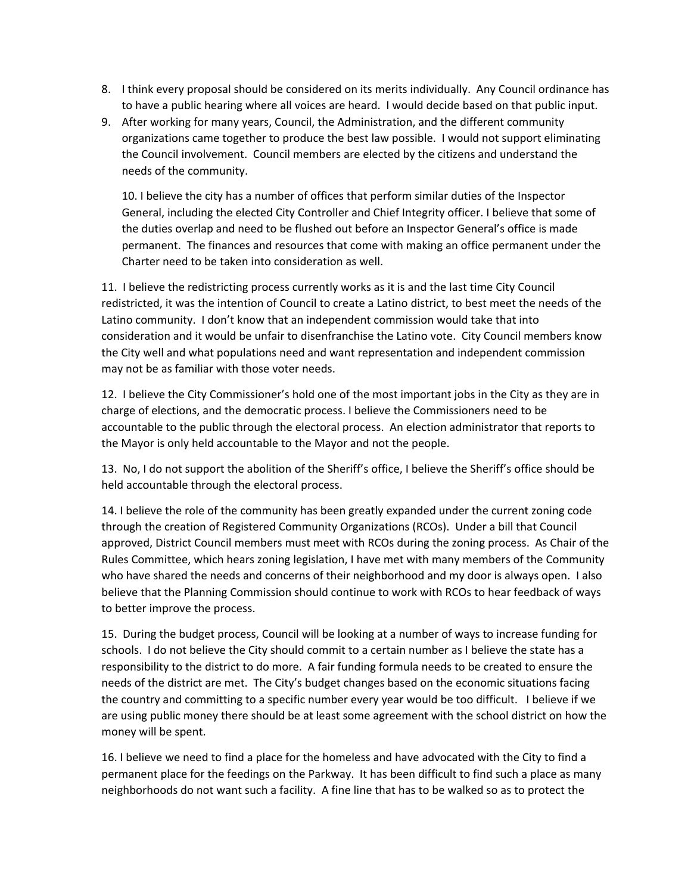8. I think every proposal should be considered on its merits individually. Any Council ordinance has to have a public hearing where all voices are heard. I would decide based on that public input.
9. After working for many years, Council, the Administration, and the different community organizations came together to produce the best law possible. I would not support eliminating the Council involvement. Council members are elected by the citizens and understand the needs of the community.

10. I believe the city has a number of offices that perform similar duties of the Inspector General, including the elected City Controller and Chief Integrity officer. I believe that some of the duties overlap and need to be flushed out before an Inspector General's office is made permanent. The finances and resources that come with making an office permanent under the Charter need to be taken into consideration as well.

11. I believe the redistricting process currently works as it is and the last time City Council redistricted, it was the intention of Council to create a Latino district, to best meet the needs of the Latino community. I don't know that an independent commission would take that into consideration and it would be unfair to disenfranchise the Latino vote. City Council members know the City well and what populations need and want representation and independent commission may not be as familiar with those voter needs.

12. I believe the City Commissioner's hold one of the most important jobs in the City as they are in charge of elections, and the democratic process. I believe the Commissioners need to be accountable to the public through the electoral process. An election administrator that reports to the Mayor is only held accountable to the Mayor and not the people.

13. No, I do not support the abolition of the Sheriff's office, I believe the Sheriff's office should be held accountable through the electoral process.

14. I believe the role of the community has been greatly expanded under the current zoning code through the creation of Registered Community Organizations (RCOs). Under a bill that Council approved, District Council members must meet with RCOs during the zoning process. As Chair of the Rules Committee, which hears zoning legislation, I have met with many members of the Community who have shared the needs and concerns of their neighborhood and my door is always open. I also believe that the Planning Commission should continue to work with RCOs to hear feedback of ways to better improve the process.

15. During the budget process, Council will be looking at a number of ways to increase funding for schools. I do not believe the City should commit to a certain number as I believe the state has a responsibility to the district to do more. A fair funding formula needs to be created to ensure the needs of the district are met. The City's budget changes based on the economic situations facing the country and committing to a specific number every year would be too difficult. I believe if we are using public money there should be at least some agreement with the school district on how the money will be spent.

16. I believe we need to find a place for the homeless and have advocated with the City to find a permanent place for the feedings on the Parkway. It has been difficult to find such a place as many neighborhoods do not want such a facility. A fine line that has to be walked so as to protect the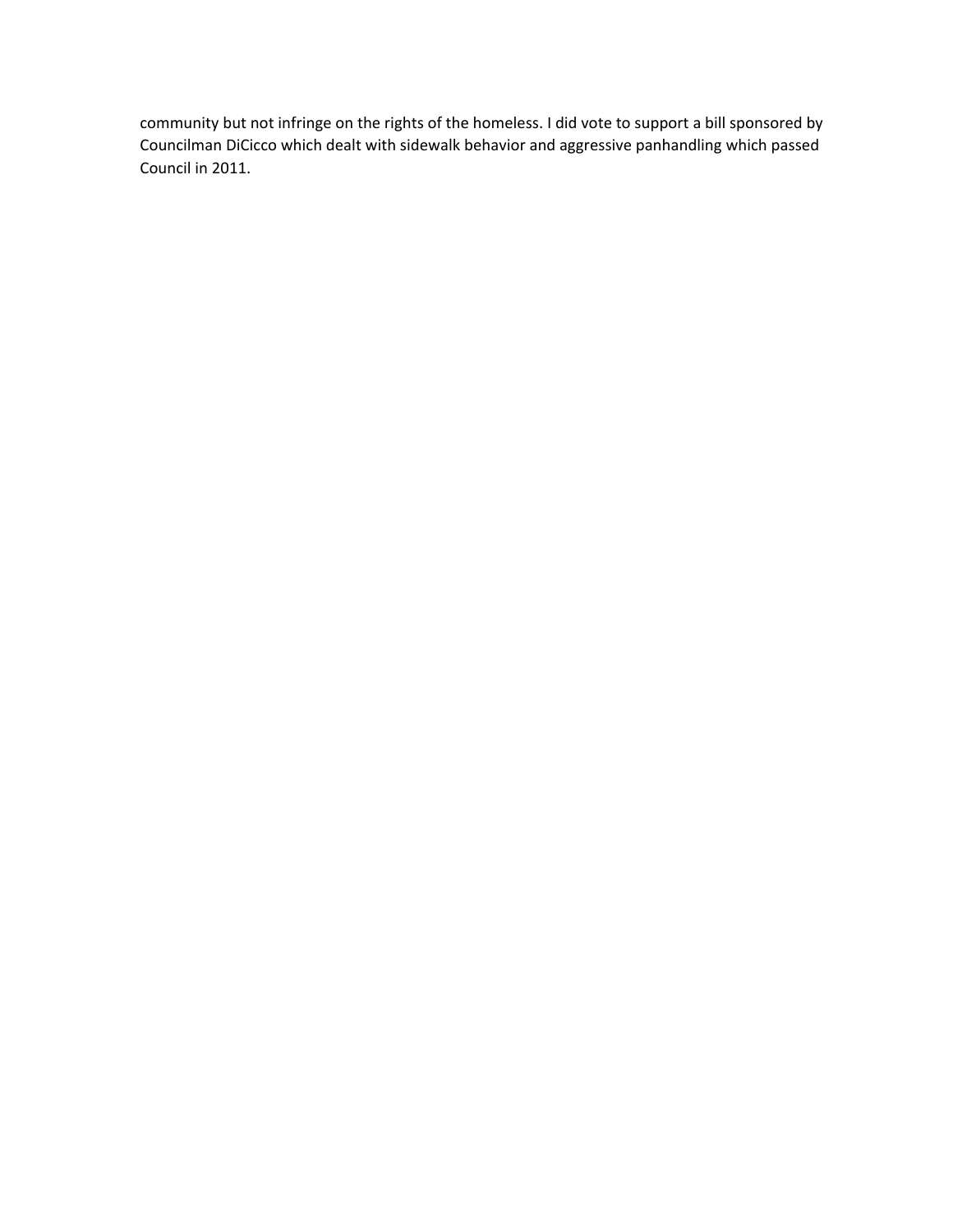community but not infringe on the rights of the homeless. I did vote to support a bill sponsored by Councilman DiCicco which dealt with sidewalk behavior and aggressive panhandling which passed Council in 2011.